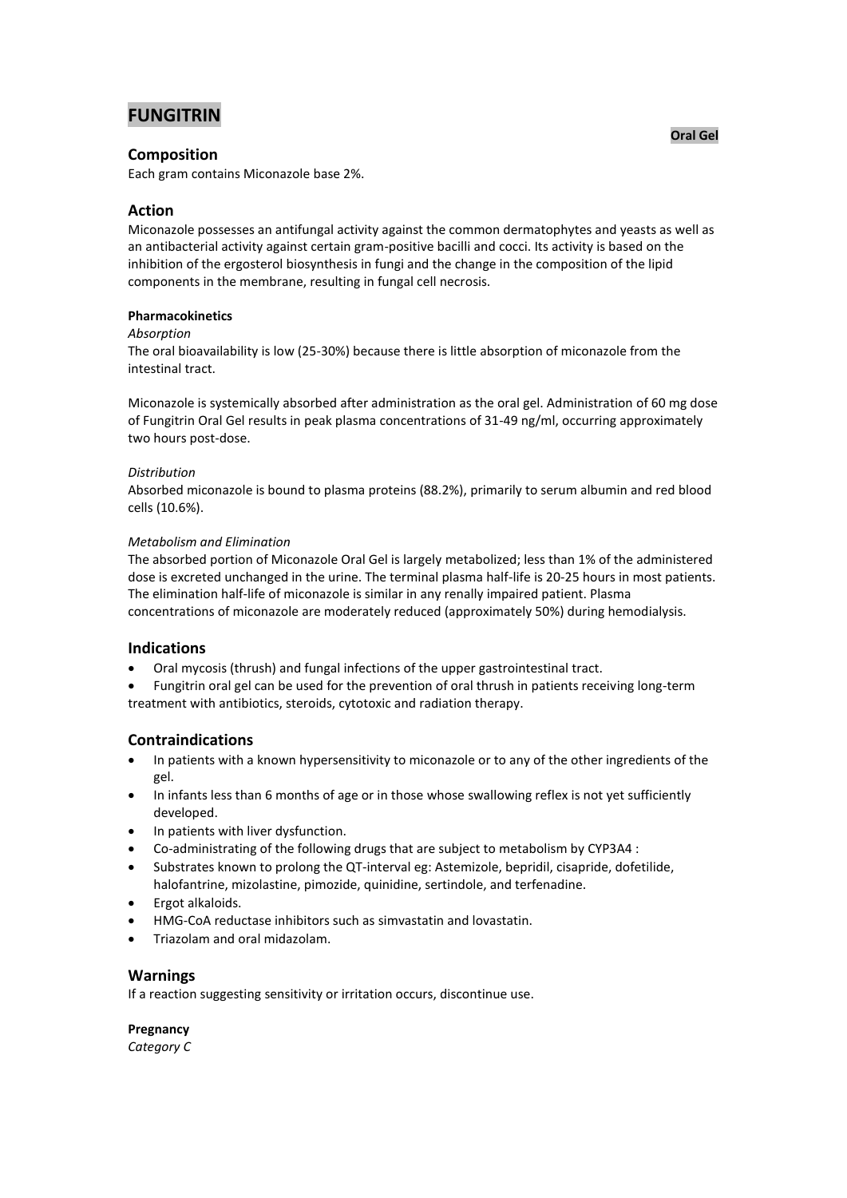# FUNGITRIN

**Oral Gel**

## Composition

Each gram contains Miconazole base 2%.

## Action

Miconazole possesses an antifungal activity against the common dermatophytes and yeasts as well as an antibacterial activity against certain gram-positive bacilli and cocci. Its activity is based on the inhibition of the ergosterol biosynthesis in fungi and the change in the composition of the lipid components in the membrane, resulting in fungal cell necrosis.

**Pharmacokinetics**

*Absorption*

The oral bioavailability is low (25-30%) because there is little absorption of miconazole from the intestinal tract.

Miconazole is systemically absorbed after administration as the oral gel. Administration of 60 mg dose of Fungitrin Oral Gel results in peak plasma concentrations of 31-49 ng/ml, occurring approximately two hours post-dose.

*Distribution*

Absorbed miconazole is bound to plasma proteins (88.2%), primarily to serum albumin and red blood cells (10.6%).

*Metabolism and Elimination*

The absorbed portion of Miconazole Oral Gel is largely metabolized; less than 1% of the administered dose is excreted unchanged in the urine. The terminal plasma half-life is 20-25 hours in most patients. The elimination half-life of miconazole is similar in any renally impaired patient. Plasma concentrations of miconazole are moderately reduced (approximately 50%) during hemodialysis.

## Indications

- Oral mycosis (thrush) and fungal infections of the upper gastrointestinal tract.
- Fungitrin oral gel can be used for the prevention of oral thrush in patients receiving long-term treatment with antibiotics, steroids, cytotoxic and radiation therapy.

## Contraindications

- In patients with a known hypersensitivity to miconazole or to any of the other ingredients of the gel.
- In infants less than 6 months of age or in those whose swallowing reflex is not yet sufficiently developed.
- In patients with liver dysfunction.
- Co-administrating of the following drugs that are subject to metabolism by CYP3A4 :
- Substrates known to prolong the QT-interval eg: Astemizole, bepridil, cisapride, dofetilide, halofantrine, mizolastine, pimozide, quinidine, sertindole, and terfenadine.
- Ergot alkaloids.
- HMG-CoA reductase inhibitors such as simvastatin and lovastatin.
- Triazolam and oral midazolam.

## Warnings

If a reaction suggesting sensitivity or irritation occurs, discontinue use.

**Pregnancy**

*Category C*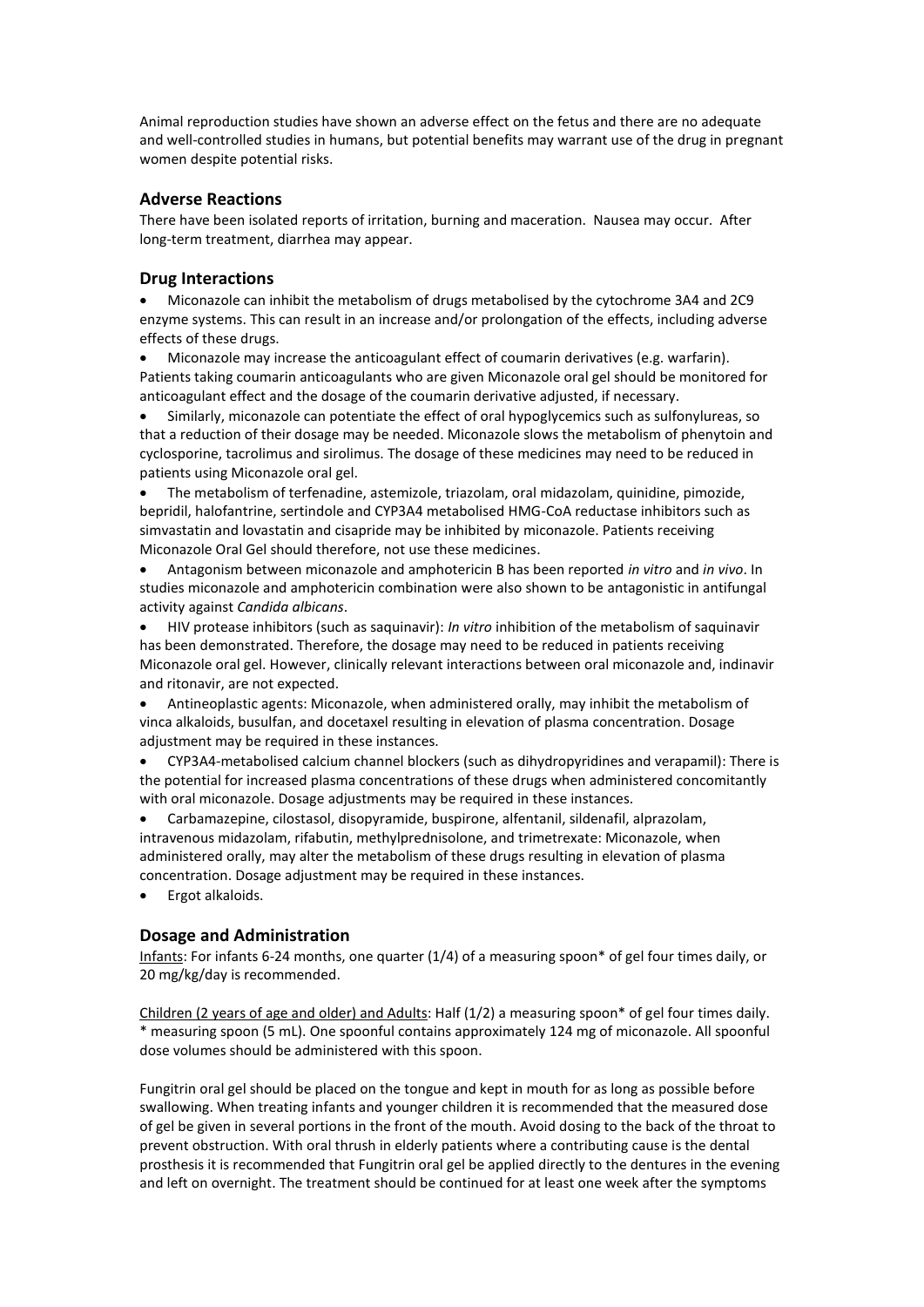Animal reproduction studies have shown an adverse effect on the fetus and there are no adequate and well-controlled studies in humans, but potential benefits may warrant use of the drug in pregnant women despite potential risks.

## Adverse Reactions

There have been isolated reports of irritation, burning and maceration. Nausea may occur. After long-term treatment, diarrhea may appear.

## Drug Interactions

- Miconazole can inhibit the metabolism of drugs metabolised by the cytochrome 3A4 and 2C9 enzyme systems. This can result in an increase and/or prolongation of the effects, including adverse effects of these drugs.
- Miconazole may increase the anticoagulant effect of coumarin derivatives (e.g. warfarin). Patients taking coumarin anticoagulants who are given Miconazole oral gel should be monitored for anticoagulant effect and the dosage of the coumarin derivative adjusted, if necessary.
- Similarly, miconazole can potentiate the effect of oral hypoglycemics such as sulfonylureas, so that a reduction of their dosage may be needed. Miconazole slows the metabolism of phenytoin and cyclosporine, tacrolimus and sirolimus. The dosage of these medicines may need to be reduced in patients using Miconazole oral gel.
- The metabolism of terfenadine, astemizole, triazolam, oral midazolam, quinidine, pimozide, bepridil, halofantrine, sertindole and CYP3A4 metabolised HMG-CoA reductase inhibitors such as simvastatin and lovastatin and cisapride may be inhibited by miconazole. Patients receiving Miconazole Oral Gel should therefore, not use these medicines.
- Antagonism between miconazole and amphotericin B has been reported *in vitro* and *in vivo*. In studies miconazole and amphotericin combination were also shown to be antagonistic in antifungal activity against *Candida albicans*.
- HIV protease inhibitors (such as saquinavir): *In vitro* inhibition of the metabolism of saquinavir has been demonstrated. Therefore, the dosage may need to be reduced in patients receiving Miconazole oral gel. However, clinically relevant interactions between oral miconazole and, indinavir and ritonavir, are not expected.
- Antineoplastic agents: Miconazole, when administered orally, may inhibit the metabolism of vinca alkaloids, busulfan, and docetaxel resulting in elevation of plasma concentration. Dosage adjustment may be required in these instances.
- CYP3A4-metabolised calcium channel blockers (such as dihydropyridines and verapamil): There is the potential for increased plasma concentrations of these drugs when administered concomitantly with oral miconazole. Dosage adjustments may be required in these instances.
- Carbamazepine, cilostasol, disopyramide, buspirone, alfentanil, sildenafil, alprazolam, intravenous midazolam, rifabutin, methylprednisolone, and trimetrexate: Miconazole, when administered orally, may alter the metabolism of these drugs resulting in elevation of plasma concentration. Dosage adjustment may be required in these instances.
- Ergot alkaloids.

## Dosage and Administration

Infants: For infants 6-24 months, one quarter (1/4) of a measuring spoon* of gel four times daily, or 20 mg/kg/day is recommended.

Children (2 years of age and older) and Adults: Half (1/2) a measuring spoon* of gel four times daily.
* measuring spoon (5 mL). One spoonful contains approximately 124 mg of miconazole. All spoonful dose volumes should be administered with this spoon.

Fungitrin oral gel should be placed on the tongue and kept in mouth for as long as possible before swallowing. When treating infants and younger children it is recommended that the measured dose of gel be given in several portions in the front of the mouth. Avoid dosing to the back of the throat to prevent obstruction. With oral thrush in elderly patients where a contributing cause is the dental prosthesis it is recommended that Fungitrin oral gel be applied directly to the dentures in the evening and left on overnight. The treatment should be continued for at least one week after the symptoms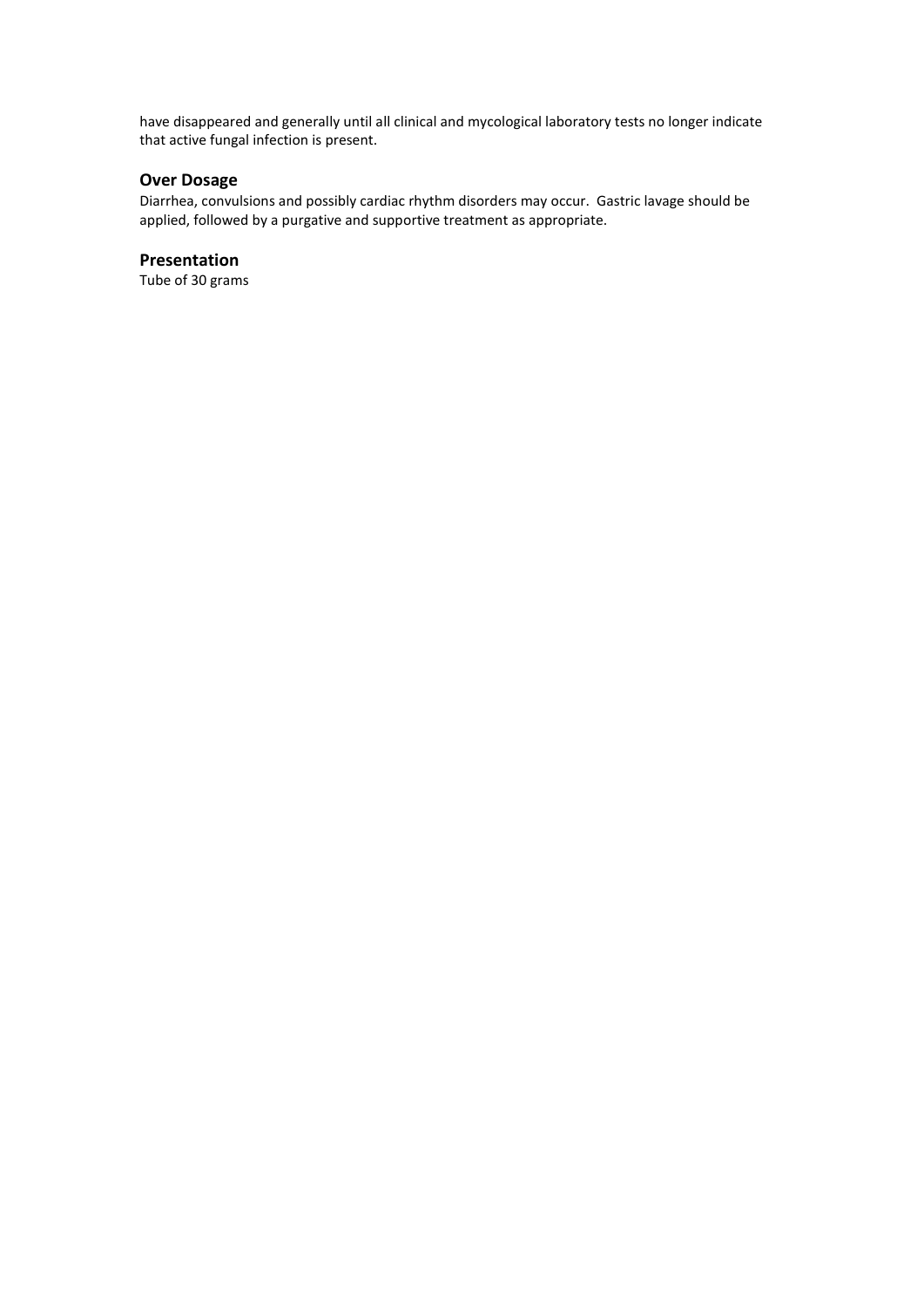have disappeared and generally until all clinical and mycological laboratory tests no longer indicate that active fungal infection is present.

## Over Dosage

Diarrhea, convulsions and possibly cardiac rhythm disorders may occur. Gastric lavage should be applied, followed by a purgative and supportive treatment as appropriate.

## Presentation

Tube of 30 grams